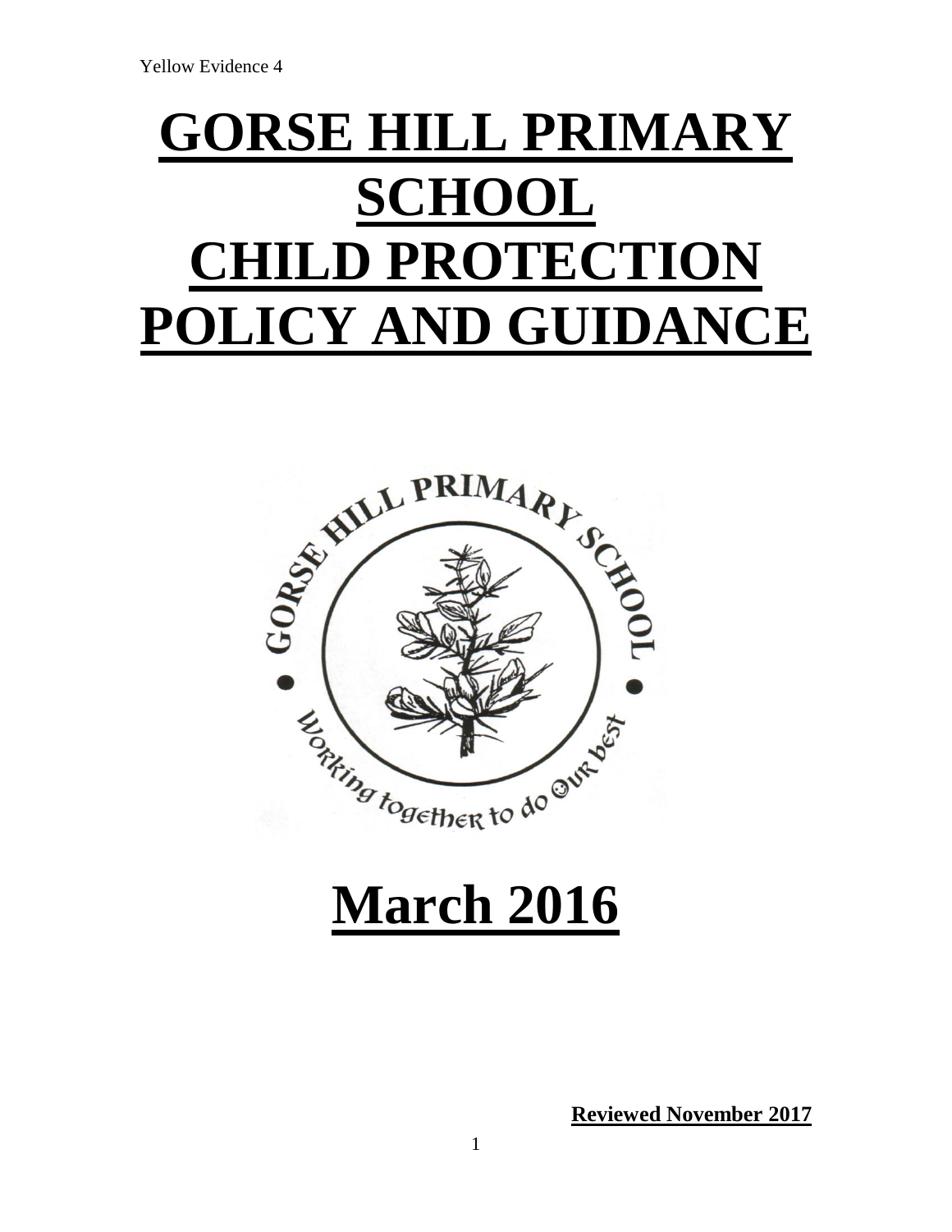Yellow Evidence 4

# GORSE HILL PRIMARY SCHOOL CHILD PROTECTION POLICY AND GUIDANCE

# March 2016

**Reviewed November 2017**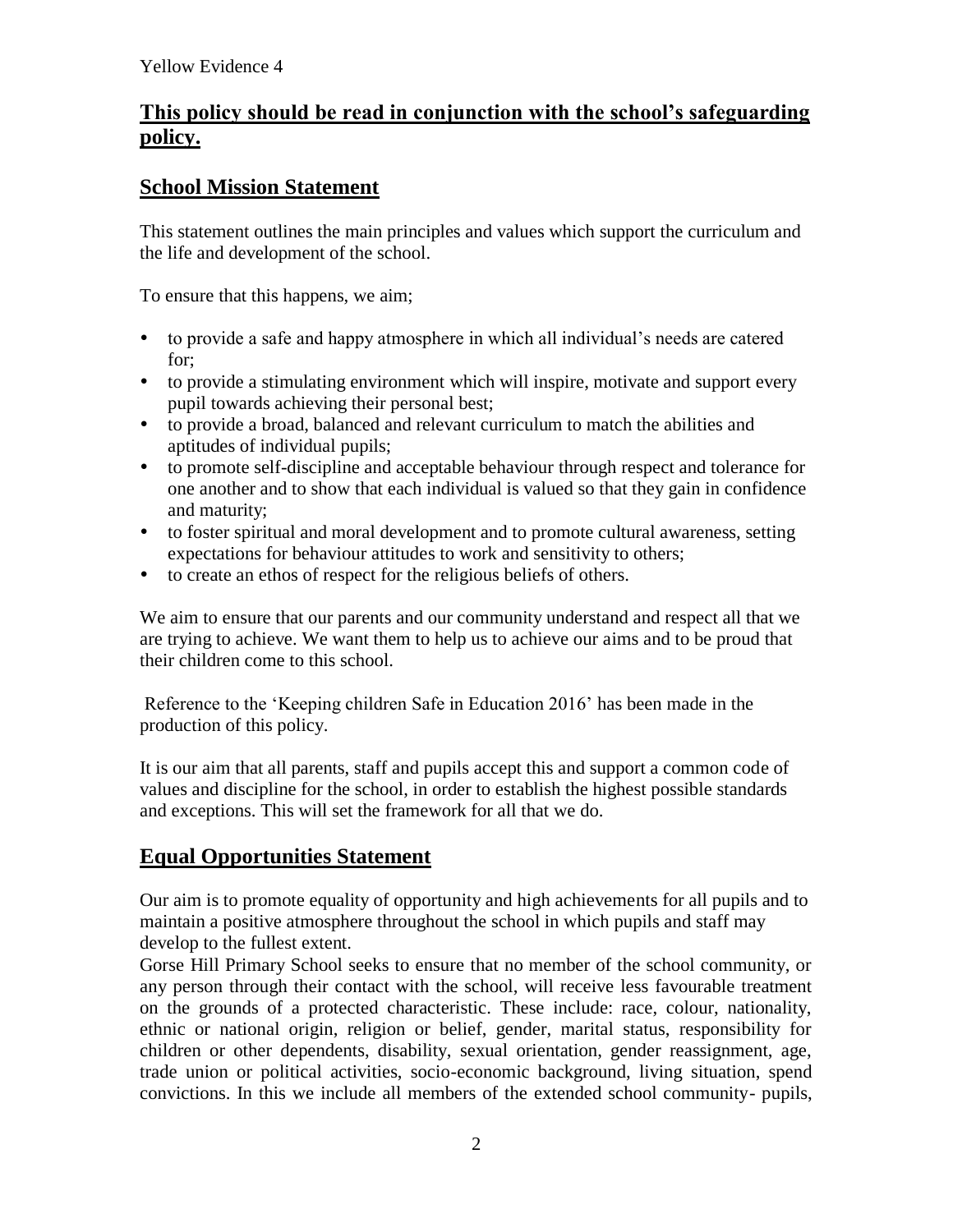Yellow Evidence 4

## **This policy should be read in conjunction with the school's safeguarding policy.**

## **School Mission Statement**

This statement outlines the main principles and values which support the curriculum and the life and development of the school.

To ensure that this happens, we aim;

- to provide a safe and happy atmosphere in which all individual's needs are catered for;
- to provide a stimulating environment which will inspire, motivate and support every pupil towards achieving their personal best;
- to provide a broad, balanced and relevant curriculum to match the abilities and aptitudes of individual pupils;
- to promote self-discipline and acceptable behaviour through respect and tolerance for one another and to show that each individual is valued so that they gain in confidence and maturity;
- to foster spiritual and moral development and to promote cultural awareness, setting expectations for behaviour attitudes to work and sensitivity to others;
- to create an ethos of respect for the religious beliefs of others.

We aim to ensure that our parents and our community understand and respect all that we are trying to achieve. We want them to help us to achieve our aims and to be proud that their children come to this school.

Reference to the 'Keeping children Safe in Education 2016' has been made in the production of this policy.

It is our aim that all parents, staff and pupils accept this and support a common code of values and discipline for the school, in order to establish the highest possible standards and exceptions. This will set the framework for all that we do.

## **Equal Opportunities Statement**

Our aim is to promote equality of opportunity and high achievements for all pupils and to maintain a positive atmosphere throughout the school in which pupils and staff may develop to the fullest extent.
Gorse Hill Primary School seeks to ensure that no member of the school community, or any person through their contact with the school, will receive less favourable treatment on the grounds of a protected characteristic. These include: race, colour, nationality, ethnic or national origin, religion or belief, gender, marital status, responsibility for children or other dependents, disability, sexual orientation, gender reassignment, age, trade union or political activities, socio-economic background, living situation, spend convictions. In this we include all members of the extended school community- pupils,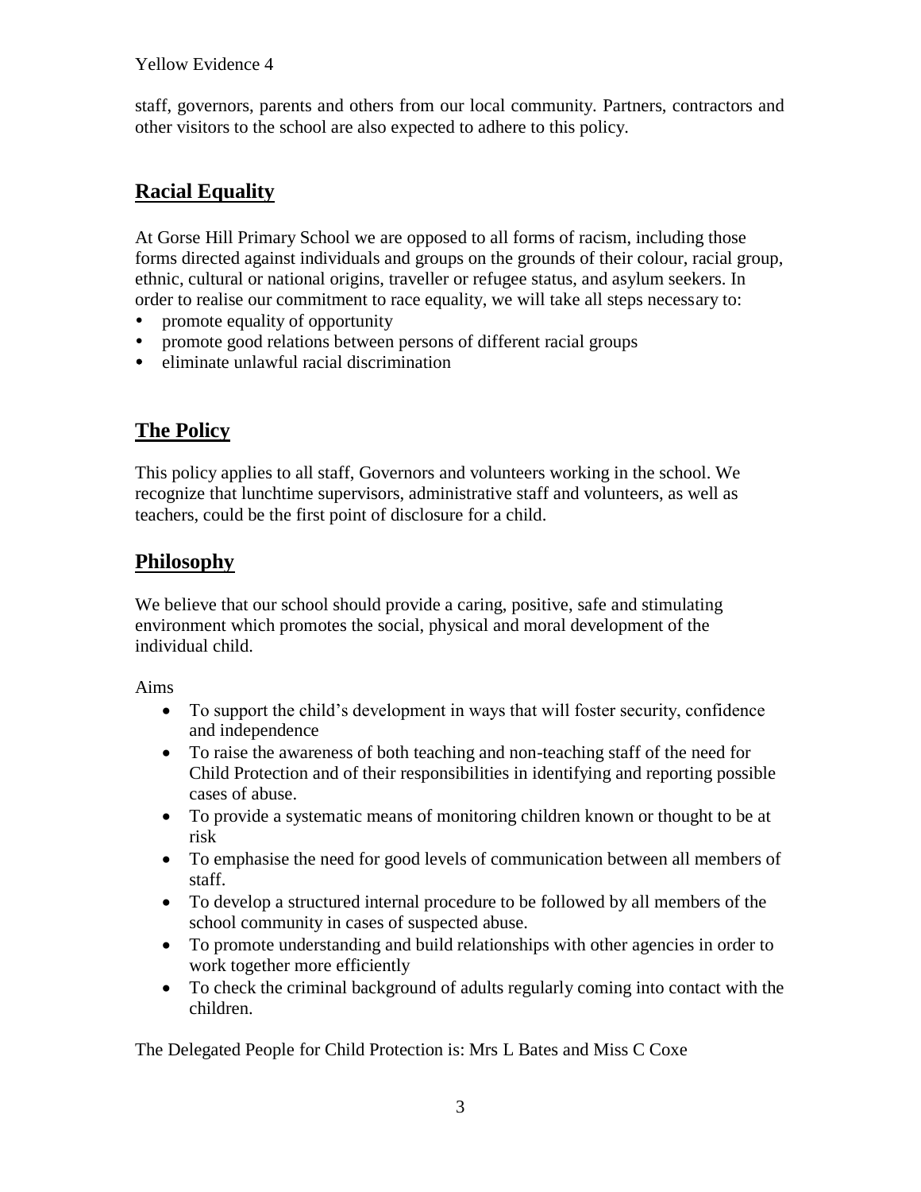staff, governors, parents and others from our local community. Partners, contractors and other visitors to the school are also expected to adhere to this policy.

## Racial Equality

At Gorse Hill Primary School we are opposed to all forms of racism, including those forms directed against individuals and groups on the grounds of their colour, racial group, ethnic, cultural or national origins, traveller or refugee status, and asylum seekers. In order to realise our commitment to race equality, we will take all steps necessary to:

- promote equality of opportunity
- promote good relations between persons of different racial groups
- eliminate unlawful racial discrimination

## The Policy

This policy applies to all staff, Governors and volunteers working in the school. We recognize that lunchtime supervisors, administrative staff and volunteers, as well as teachers, could be the first point of disclosure for a child.

## Philosophy

We believe that our school should provide a caring, positive, safe and stimulating environment which promotes the social, physical and moral development of the individual child.

Aims

- To support the child's development in ways that will foster security, confidence and independence
- To raise the awareness of both teaching and non-teaching staff of the need for Child Protection and of their responsibilities in identifying and reporting possible cases of abuse.
- To provide a systematic means of monitoring children known or thought to be at risk
- To emphasise the need for good levels of communication between all members of staff.
- To develop a structured internal procedure to be followed by all members of the school community in cases of suspected abuse.
- To promote understanding and build relationships with other agencies in order to work together more efficiently
- To check the criminal background of adults regularly coming into contact with the children.

The Delegated People for Child Protection is: Mrs L Bates and Miss C Coxe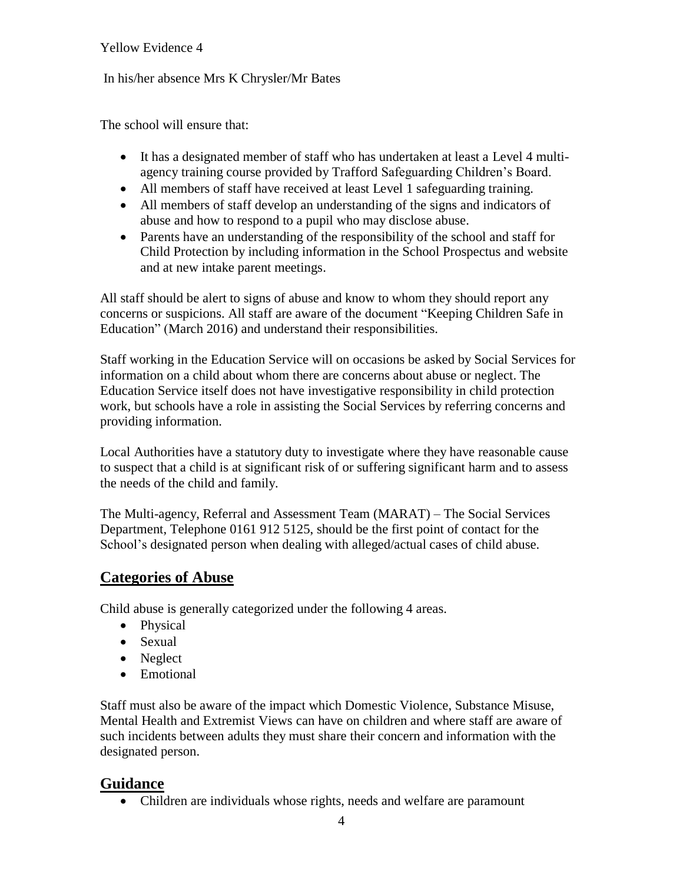In his/her absence Mrs K Chrysler/Mr Bates

The school will ensure that:

- It has a designated member of staff who has undertaken at least a Level 4 multi-agency training course provided by Trafford Safeguarding Children's Board.
- All members of staff have received at least Level 1 safeguarding training.
- All members of staff develop an understanding of the signs and indicators of abuse and how to respond to a pupil who may disclose abuse.
- Parents have an understanding of the responsibility of the school and staff for Child Protection by including information in the School Prospectus and website and at new intake parent meetings.

All staff should be alert to signs of abuse and know to whom they should report any concerns or suspicions. All staff are aware of the document "Keeping Children Safe in Education" (March 2016) and understand their responsibilities.

Staff working in the Education Service will on occasions be asked by Social Services for information on a child about whom there are concerns about abuse or neglect. The Education Service itself does not have investigative responsibility in child protection work, but schools have a role in assisting the Social Services by referring concerns and providing information.

Local Authorities have a statutory duty to investigate where they have reasonable cause to suspect that a child is at significant risk of or suffering significant harm and to assess the needs of the child and family.

The Multi-agency, Referral and Assessment Team (MARAT) – The Social Services Department, Telephone 0161 912 5125, should be the first point of contact for the School's designated person when dealing with alleged/actual cases of child abuse.

## Categories of Abuse

Child abuse is generally categorized under the following 4 areas.

- Physical
- Sexual
- Neglect
- Emotional

Staff must also be aware of the impact which Domestic Violence, Substance Misuse, Mental Health and Extremist Views can have on children and where staff are aware of such incidents between adults they must share their concern and information with the designated person.

## Guidance

- Children are individuals whose rights, needs and welfare are paramount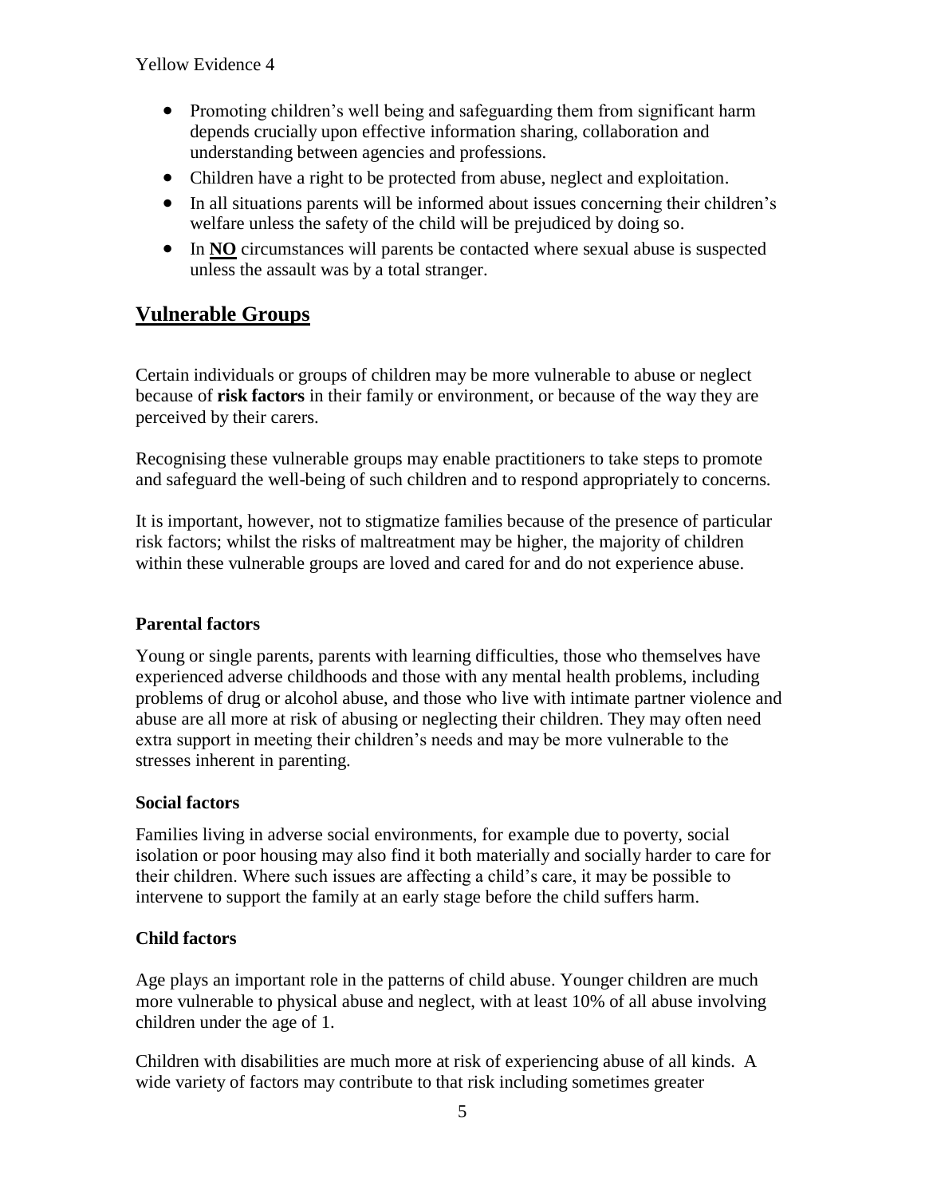- Promoting children's well being and safeguarding them from significant harm depends crucially upon effective information sharing, collaboration and understanding between agencies and professions.
- Children have a right to be protected from abuse, neglect and exploitation.
- In all situations parents will be informed about issues concerning their children's welfare unless the safety of the child will be prejudiced by doing so.
- In **NO** circumstances will parents be contacted where sexual abuse is suspected unless the assault was by a total stranger.

## Vulnerable Groups

Certain individuals or groups of children may be more vulnerable to abuse or neglect because of **risk factors** in their family or environment, or because of the way they are perceived by their carers.

Recognising these vulnerable groups may enable practitioners to take steps to promote and safeguard the well-being of such children and to respond appropriately to concerns.

It is important, however, not to stigmatize families because of the presence of particular risk factors; whilst the risks of maltreatment may be higher, the majority of children within these vulnerable groups are loved and cared for and do not experience abuse.

### Parental factors

Young or single parents, parents with learning difficulties, those who themselves have experienced adverse childhoods and those with any mental health problems, including problems of drug or alcohol abuse, and those who live with intimate partner violence and abuse are all more at risk of abusing or neglecting their children. They may often need extra support in meeting their children's needs and may be more vulnerable to the stresses inherent in parenting.

### Social factors

Families living in adverse social environments, for example due to poverty, social isolation or poor housing may also find it both materially and socially harder to care for their children. Where such issues are affecting a child's care, it may be possible to intervene to support the family at an early stage before the child suffers harm.

### Child factors

Age plays an important role in the patterns of child abuse. Younger children are much more vulnerable to physical abuse and neglect, with at least 10% of all abuse involving children under the age of 1.

Children with disabilities are much more at risk of experiencing abuse of all kinds. A wide variety of factors may contribute to that risk including sometimes greater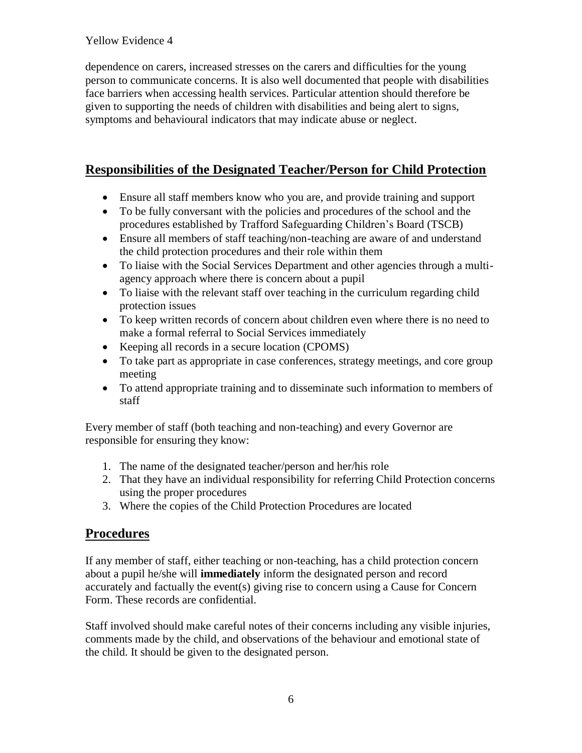dependence on carers, increased stresses on the carers and difficulties for the young person to communicate concerns. It is also well documented that people with disabilities face barriers when accessing health services. Particular attention should therefore be given to supporting the needs of children with disabilities and being alert to signs, symptoms and behavioural indicators that may indicate abuse or neglect.

## Responsibilities of the Designated Teacher/Person for Child Protection

- Ensure all staff members know who you are, and provide training and support
- To be fully conversant with the policies and procedures of the school and the procedures established by Trafford Safeguarding Children's Board (TSCB)
- Ensure all members of staff teaching/non-teaching are aware of and understand the child protection procedures and their role within them
- To liaise with the Social Services Department and other agencies through a multi-agency approach where there is concern about a pupil
- To liaise with the relevant staff over teaching in the curriculum regarding child protection issues
- To keep written records of concern about children even where there is no need to make a formal referral to Social Services immediately
- Keeping all records in a secure location (CPOMS)
- To take part as appropriate in case conferences, strategy meetings, and core group meeting
- To attend appropriate training and to disseminate such information to members of staff

Every member of staff (both teaching and non-teaching) and every Governor are responsible for ensuring they know:

1. The name of the designated teacher/person and her/his role
2. That they have an individual responsibility for referring Child Protection concerns using the proper procedures
3. Where the copies of the Child Protection Procedures are located

## Procedures

If any member of staff, either teaching or non-teaching, has a child protection concern about a pupil he/she will **immediately** inform the designated person and record accurately and factually the event(s) giving rise to concern using a Cause for Concern Form. These records are confidential.

Staff involved should make careful notes of their concerns including any visible injuries, comments made by the child, and observations of the behaviour and emotional state of the child. It should be given to the designated person.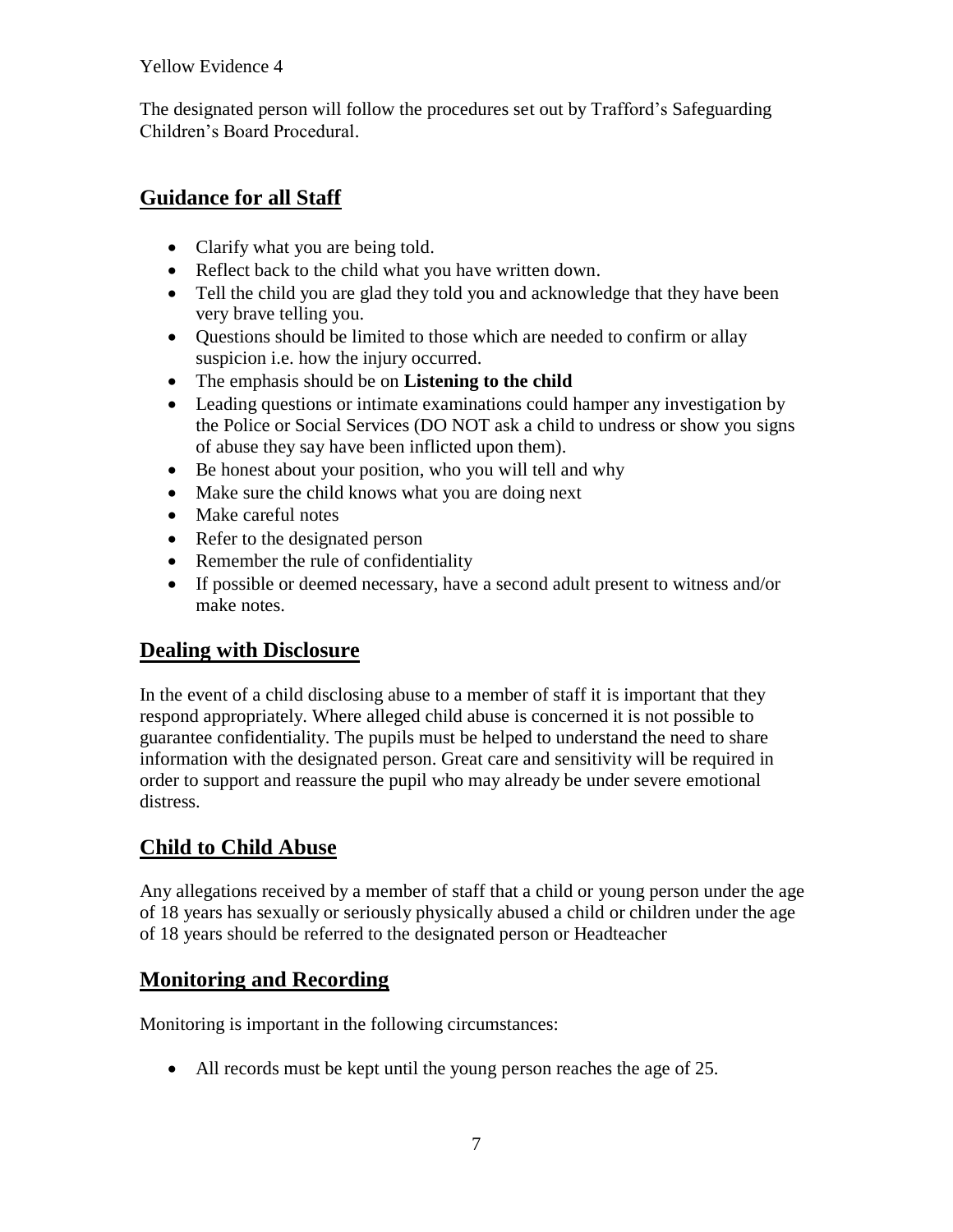Yellow Evidence 4

The designated person will follow the procedures set out by Trafford's Safeguarding Children's Board Procedural.

## Guidance for all Staff

- Clarify what you are being told.
- Reflect back to the child what you have written down.
- Tell the child you are glad they told you and acknowledge that they have been very brave telling you.
- Questions should be limited to those which are needed to confirm or allay suspicion i.e. how the injury occurred.
- The emphasis should be on **Listening to the child**
- Leading questions or intimate examinations could hamper any investigation by the Police or Social Services (DO NOT ask a child to undress or show you signs of abuse they say have been inflicted upon them).
- Be honest about your position, who you will tell and why
- Make sure the child knows what you are doing next
- Make careful notes
- Refer to the designated person
- Remember the rule of confidentiality
- If possible or deemed necessary, have a second adult present to witness and/or make notes.

## Dealing with Disclosure

In the event of a child disclosing abuse to a member of staff it is important that they respond appropriately. Where alleged child abuse is concerned it is not possible to guarantee confidentiality. The pupils must be helped to understand the need to share information with the designated person. Great care and sensitivity will be required in order to support and reassure the pupil who may already be under severe emotional distress.

## Child to Child Abuse

Any allegations received by a member of staff that a child or young person under the age of 18 years has sexually or seriously physically abused a child or children under the age of 18 years should be referred to the designated person or Headteacher

## Monitoring and Recording

Monitoring is important in the following circumstances:

- All records must be kept until the young person reaches the age of 25.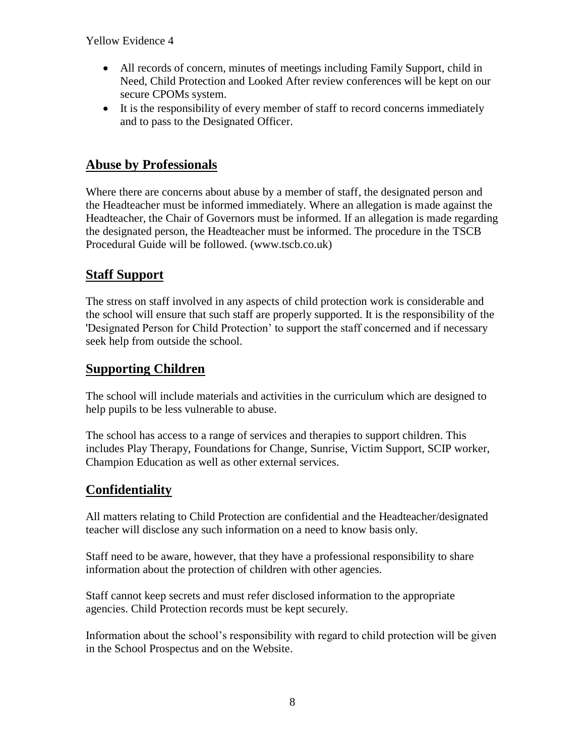- All records of concern, minutes of meetings including Family Support, child in Need, Child Protection and Looked After review conferences will be kept on our secure CPOMs system.
- It is the responsibility of every member of staff to record concerns immediately and to pass to the Designated Officer.

## Abuse by Professionals

Where there are concerns about abuse by a member of staff, the designated person and the Headteacher must be informed immediately. Where an allegation is made against the Headteacher, the Chair of Governors must be informed. If an allegation is made regarding the designated person, the Headteacher must be informed. The procedure in the TSCB Procedural Guide will be followed. (www.tscb.co.uk)

## Staff Support

The stress on staff involved in any aspects of child protection work is considerable and the school will ensure that such staff are properly supported. It is the responsibility of the 'Designated Person for Child Protection' to support the staff concerned and if necessary seek help from outside the school.

## Supporting Children

The school will include materials and activities in the curriculum which are designed to help pupils to be less vulnerable to abuse.

The school has access to a range of services and therapies to support children. This includes Play Therapy, Foundations for Change, Sunrise, Victim Support, SCIP worker, Champion Education as well as other external services.

## Confidentiality

All matters relating to Child Protection are confidential and the Headteacher/designated teacher will disclose any such information on a need to know basis only.

Staff need to be aware, however, that they have a professional responsibility to share information about the protection of children with other agencies.

Staff cannot keep secrets and must refer disclosed information to the appropriate agencies. Child Protection records must be kept securely.

Information about the school's responsibility with regard to child protection will be given in the School Prospectus and on the Website.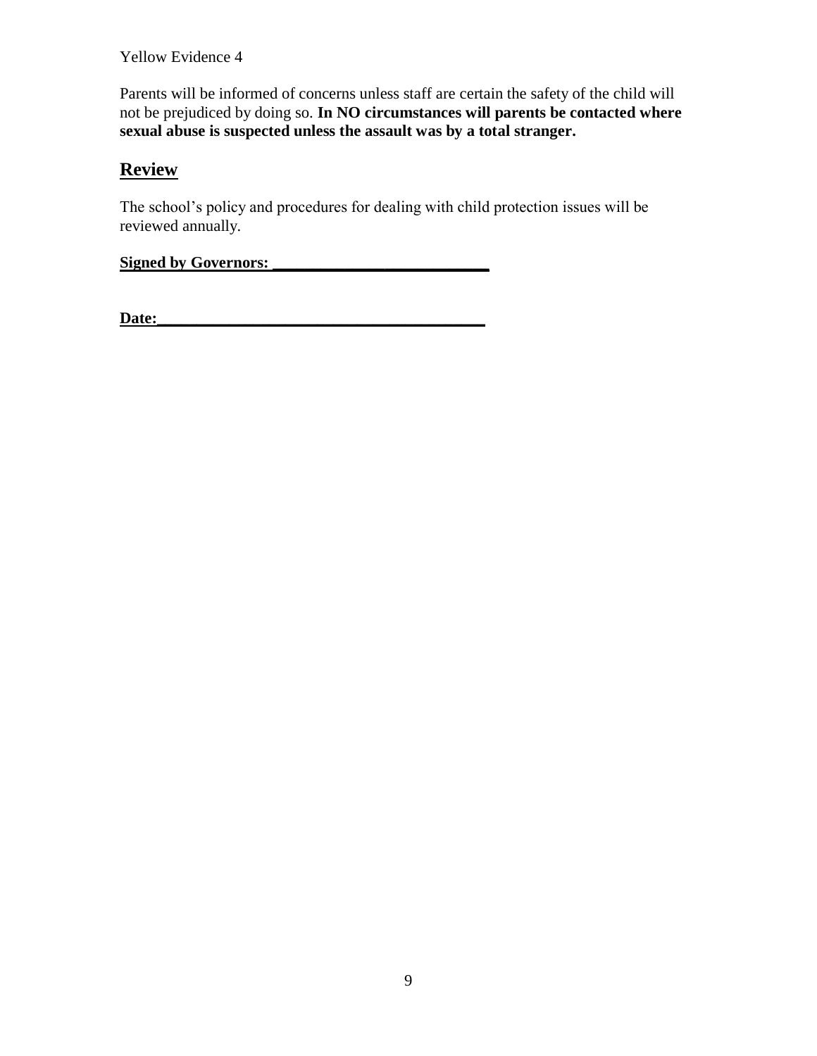Yellow Evidence 4

Parents will be informed of concerns unless staff are certain the safety of the child will not be prejudiced by doing so. **In NO circumstances will parents be contacted where sexual abuse is suspected unless the assault was by a total stranger.**

## Review

The school's policy and procedures for dealing with child protection issues will be reviewed annually.

**Signed by Governors: ___________________________**

**Date:_________________________________________**